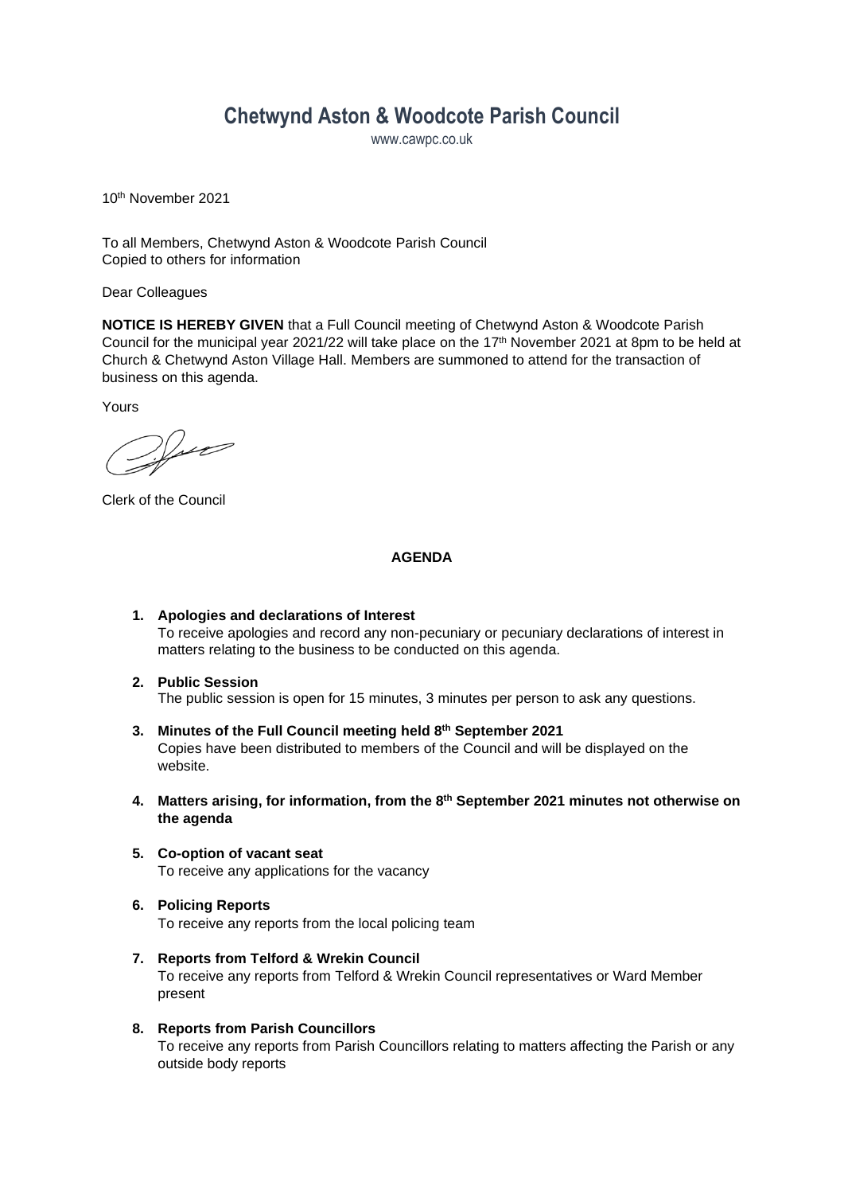# Chetwynd Aston & Woodcote Parish Council

www.cawpc.co.uk

10th November 2021

To all Members, Chetwynd Aston & Woodcote Parish Council
Copied to others for information

Dear Colleagues

**NOTICE IS HEREBY GIVEN** that a Full Council meeting of Chetwynd Aston & Woodcote Parish Council for the municipal year 2021/22 will take place on the 17th November 2021 at 8pm to be held at Church & Chetwynd Aston Village Hall. Members are summoned to attend for the transaction of business on this agenda.

Yours

Clerk of the Council

**AGENDA**

1. **Apologies and declarations of Interest**
   To receive apologies and record any non-pecuniary or pecuniary declarations of interest in matters relating to the business to be conducted on this agenda.

2. **Public Session**
   The public session is open for 15 minutes, 3 minutes per person to ask any questions.

3. **Minutes of the Full Council meeting held 8th September 2021**
   Copies have been distributed to members of the Council and will be displayed on the website.

4. **Matters arising, for information, from the 8th September 2021 minutes not otherwise on the agenda**

5. **Co-option of vacant seat**
   To receive any applications for the vacancy

6. **Policing Reports**
   To receive any reports from the local policing team

7. **Reports from Telford & Wrekin Council**
   To receive any reports from Telford & Wrekin Council representatives or Ward Member present

8. **Reports from Parish Councillors**
   To receive any reports from Parish Councillors relating to matters affecting the Parish or any outside body reports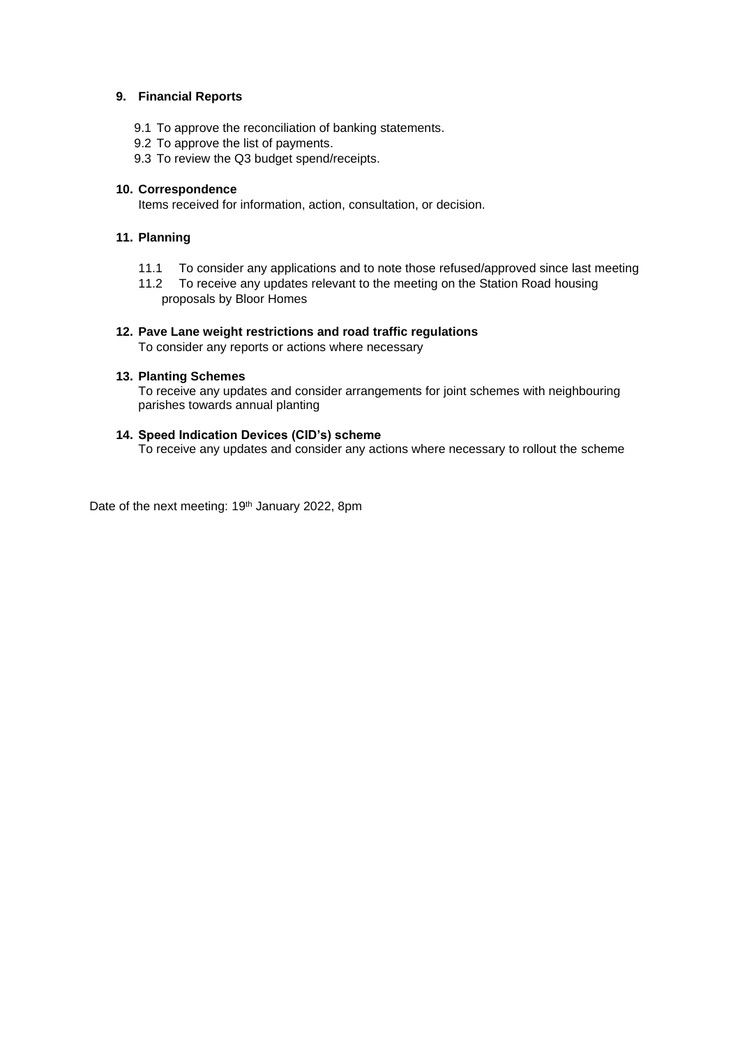**9. Financial Reports**

9.1 To approve the reconciliation of banking statements.
9.2 To approve the list of payments.
9.3 To review the Q3 budget spend/receipts.

**10. Correspondence**

Items received for information, action, consultation, or decision.

**11. Planning**

11.1 To consider any applications and to note those refused/approved since last meeting
11.2 To receive any updates relevant to the meeting on the Station Road housing proposals by Bloor Homes

**12. Pave Lane weight restrictions and road traffic regulations**

To consider any reports or actions where necessary

**13. Planting Schemes**

To receive any updates and consider arrangements for joint schemes with neighbouring parishes towards annual planting

**14. Speed Indication Devices (CID's) scheme**

To receive any updates and consider any actions where necessary to rollout the scheme

Date of the next meeting: 19th January 2022, 8pm